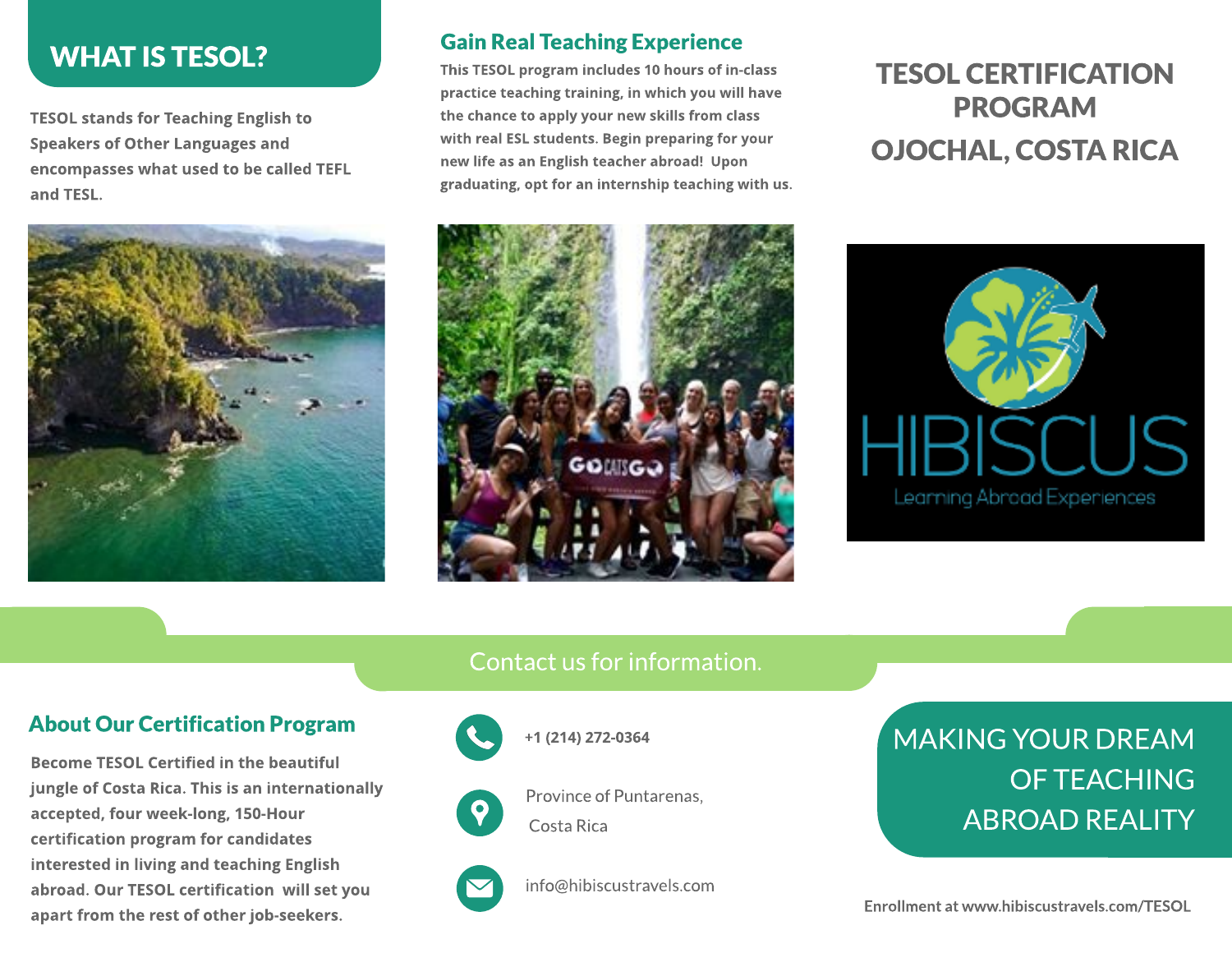# TESOL CERTIFICATION PROGRAM

# OJOCHAL, COSTA RICA

## WHAT IS TESOL?

TESOL stands for Teaching English to Speakers of Other Languages and encompasses what used to be called TEFL and TESL.

## Gain Real Teaching Experience

This TESOL program includes 10 hours of in-class practice teaching training, in which you will have the chance to apply your new skills from class with real ESL students. Begin preparing for your new life as an English teacher abroad! Upon graduating, opt for an internship teaching with us.

HIBISCUS

Learning Abroad Experiences

Contact us for information.

## About Our Certification Program

Become TESOL Certified in the beautiful jungle of Costa Rica. This is an internationally accepted, four week-long, 150-Hour certification program for candidates interested in living and teaching English abroad. Our TESOL certification will set you apart from the rest of other job-seekers.

**+1 (214) 272-0364**

Province of Puntarenas, Costa Rica

info@hibiscustravels.com

## MAKING YOUR DREAM OF TEACHING ABROAD REALITY

**Enrollment at www.hibiscustravels.com/TESOL**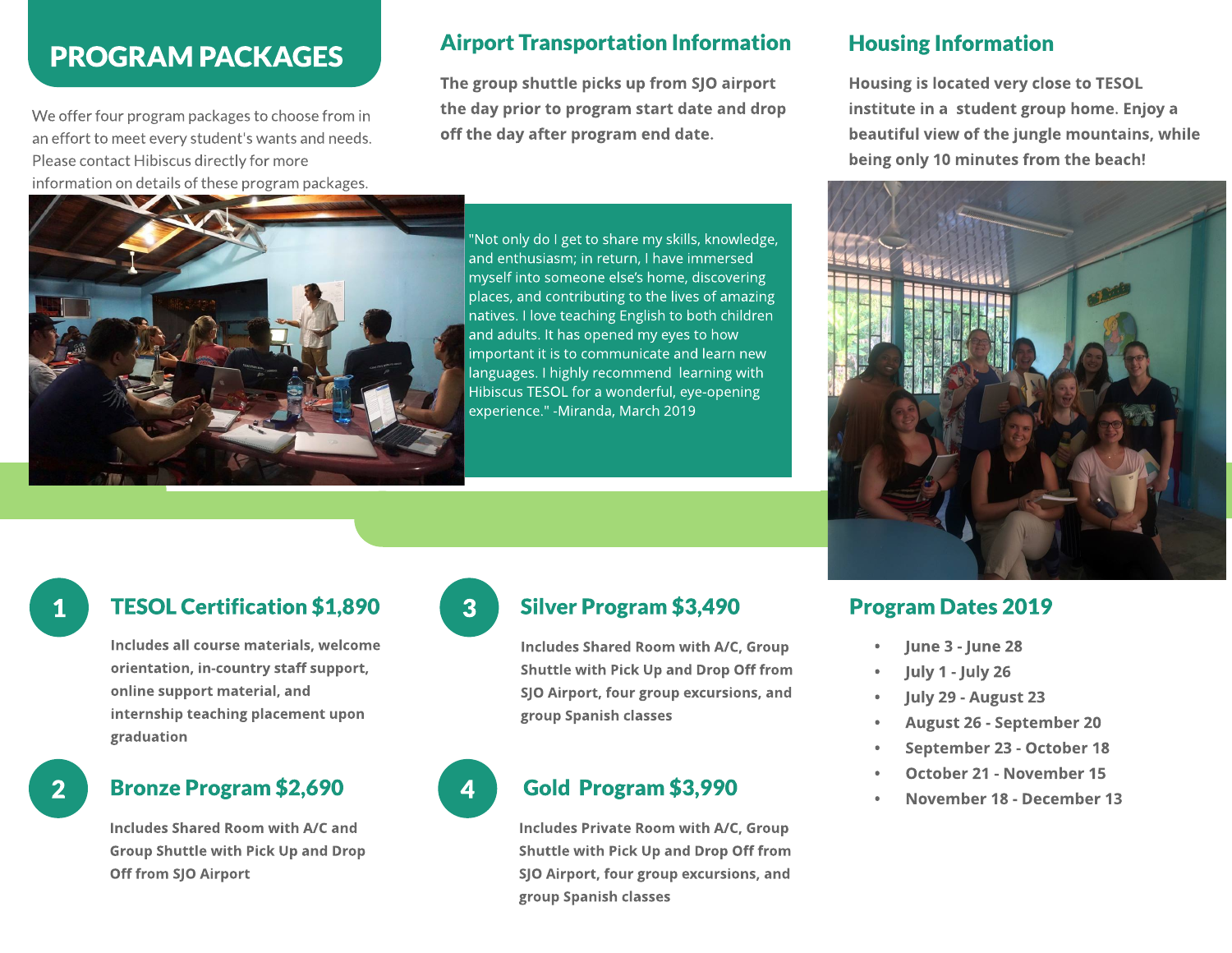## PROGRAM PACKAGES

We offer four program packages to choose from in an effort to meet every student's wants and needs. Please contact Hibiscus directly for more information on details of these program packages.

## Airport Transportation Information

The group shuttle picks up from SJO airport the day prior to program start date and drop off the day after program end date.

## Housing Information

Housing is located very close to TESOL institute in a student group home. Enjoy a beautiful view of the jungle mountains, while being only 10 minutes from the beach!

"Not only do I get to share my skills, knowledge, and enthusiasm; in return, I have immersed myself into someone else's home, discovering places, and contributing to the lives of amazing natives. I love teaching English to both children and adults. It has opened my eyes to how important it is to communicate and learn new languages. I highly recommend learning with Hibiscus TESOL for a wonderful, eye-opening experience." -Miranda, March 2019

### 1 TESOL Certification $1,890

Includes all course materials, welcome orientation, in-country staff support, online support material, and internship teaching placement upon graduation

### 2 Bronze Program $2,690

Includes Shared Room with A/C and Group Shuttle with Pick Up and Drop Off from SJO Airport

### 3 Silver Program $3,490

Includes Shared Room with A/C, Group Shuttle with Pick Up and Drop Off from SJO Airport, four group excursions, and group Spanish classes

### 4 Gold Program $3,990

Includes Private Room with A/C, Group Shuttle with Pick Up and Drop Off from SJO Airport, four group excursions, and group Spanish classes

## Program Dates 2019

- June 3 - June 28
- July 1 - July 26
- July 29 - August 23
- August 26 - September 20
- September 23 - October 18
- October 21 - November 15
- November 18 - December 13